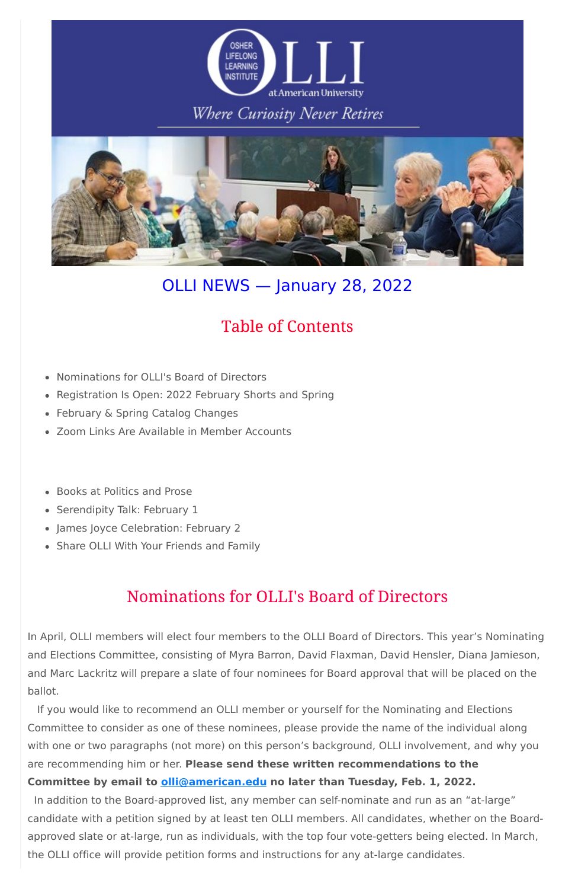# OLLI NEWS — January 28, 2022

## Table of Contents

- Nominations for OLLI's Board of Directors
- Registration Is Open: 2022 February Shorts and Spring
- February & Spring Catalog Changes
- Zoom Links Are Available in Member Accounts

- Books at Politics and Prose
- Serendipity Talk: February 1
- James Joyce Celebration: February 2
- Share OLLI With Your Friends and Family

## Nominations for OLLI's Board of Directors

In April, OLLI members will elect four members to the OLLI Board of Directors. This year's Nominating and Elections Committee, consisting of Myra Barron, David Flaxman, David Hensler, Diana Jamieson, and Marc Lackritz will prepare a slate of four nominees for Board approval that will be placed on the ballot.

If you would like to recommend an OLLI member or yourself for the Nominating and Elections Committee to consider as one of these nominees, please provide the name of the individual along with one or two paragraphs (not more) on this person's background, OLLI involvement, and why you are recommending him or her. **Please send these written recommendations to the Committee by email to [olli@american.edu](mailto:olli@american.edu) no later than Tuesday, Feb. 1, 2022.**

In addition to the Board-approved list, any member can self-nominate and run as an "at-large" candidate with a petition signed by at least ten OLLI members. All candidates, whether on the Board-approved slate or at-large, run as individuals, with the top four vote-getters being elected. In March, the OLLI office will provide petition forms and instructions for any at-large candidates.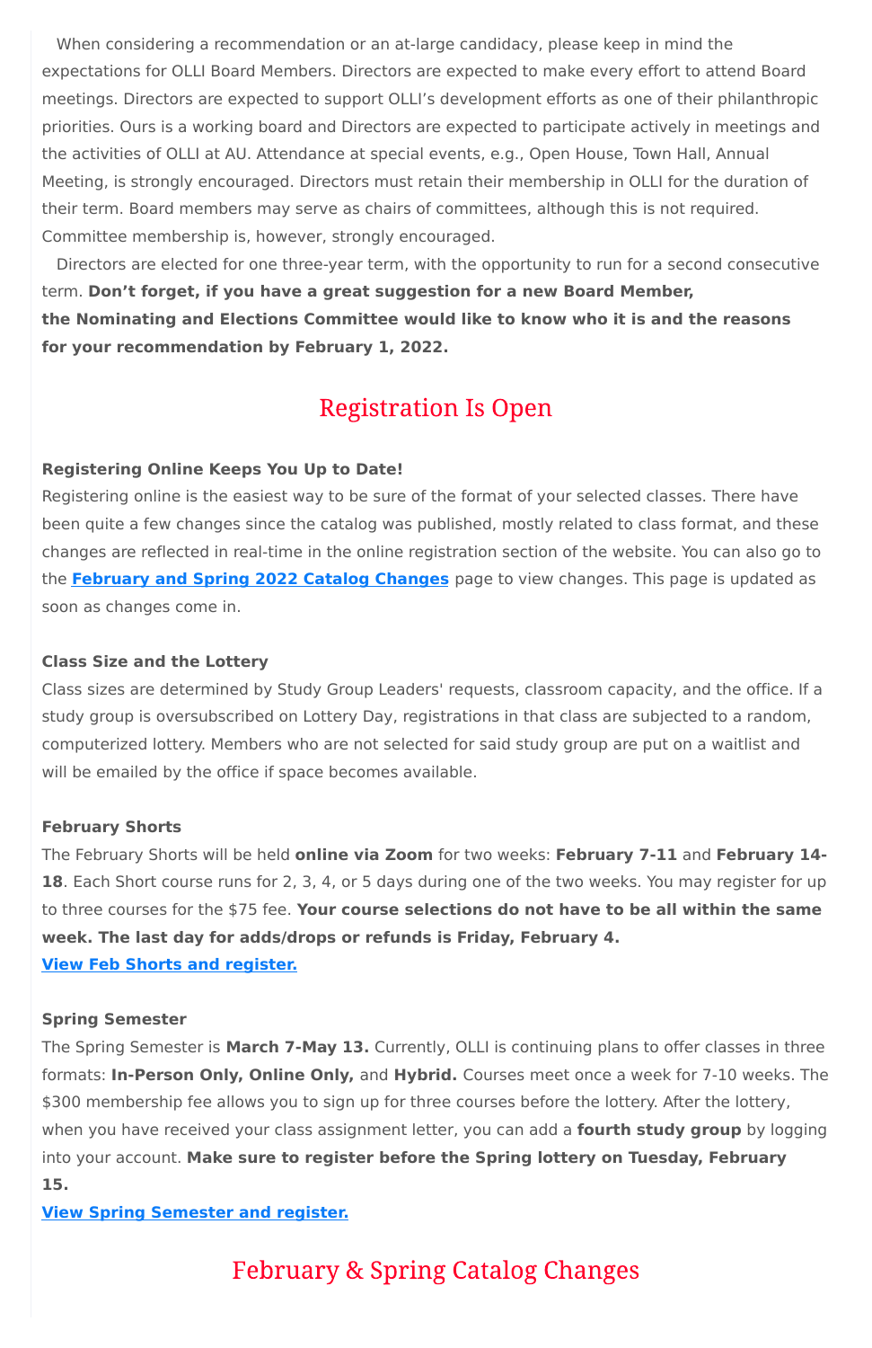When considering a recommendation or an at-large candidacy, please keep in mind the expectations for OLLI Board Members. Directors are expected to make every effort to attend Board meetings. Directors are expected to support OLLI's development efforts as one of their philanthropic priorities. Ours is a working board and Directors are expected to participate actively in meetings and the activities of OLLI at AU. Attendance at special events, e.g., Open House, Town Hall, Annual Meeting, is strongly encouraged. Directors must retain their membership in OLLI for the duration of their term. Board members may serve as chairs of committees, although this is not required. Committee membership is, however, strongly encouraged.

Directors are elected for one three-year term, with the opportunity to run for a second consecutive term. **Don't forget, if you have a great suggestion for a new Board Member, the Nominating and Elections Committee would like to know who it is and the reasons for your recommendation by February 1, 2022.**

## Registration Is Open

**Registering Online Keeps You Up to Date!**

Registering online is the easiest way to be sure of the format of your selected classes. There have been quite a few changes since the catalog was published, mostly related to class format, and these changes are reflected in real-time in the online registration section of the website. You can also go to the **February and Spring 2022 Catalog Changes** page to view changes. This page is updated as soon as changes come in.

**Class Size and the Lottery**

Class sizes are determined by Study Group Leaders' requests, classroom capacity, and the office. If a study group is oversubscribed on Lottery Day, registrations in that class are subjected to a random, computerized lottery. Members who are not selected for said study group are put on a waitlist and will be emailed by the office if space becomes available.

**February Shorts**

The February Shorts will be held **online via Zoom** for two weeks: **February 7-11** and **February 14-18**. Each Short course runs for 2, 3, 4, or 5 days during one of the two weeks. You may register for up to three courses for the $75 fee. **Your course selections do not have to be all within the same week. The last day for adds/drops or refunds is Friday, February 4.**

**View Feb Shorts and register.**

**Spring Semester**

The Spring Semester is **March 7-May 13.** Currently, OLLI is continuing plans to offer classes in three formats: **In-Person Only, Online Only,** and **Hybrid.** Courses meet once a week for 7-10 weeks. The $300 membership fee allows you to sign up for three courses before the lottery. After the lottery, when you have received your class assignment letter, you can add a **fourth study group** by logging into your account. **Make sure to register before the Spring lottery on Tuesday, February 15.**

**View Spring Semester and register.**

## February & Spring Catalog Changes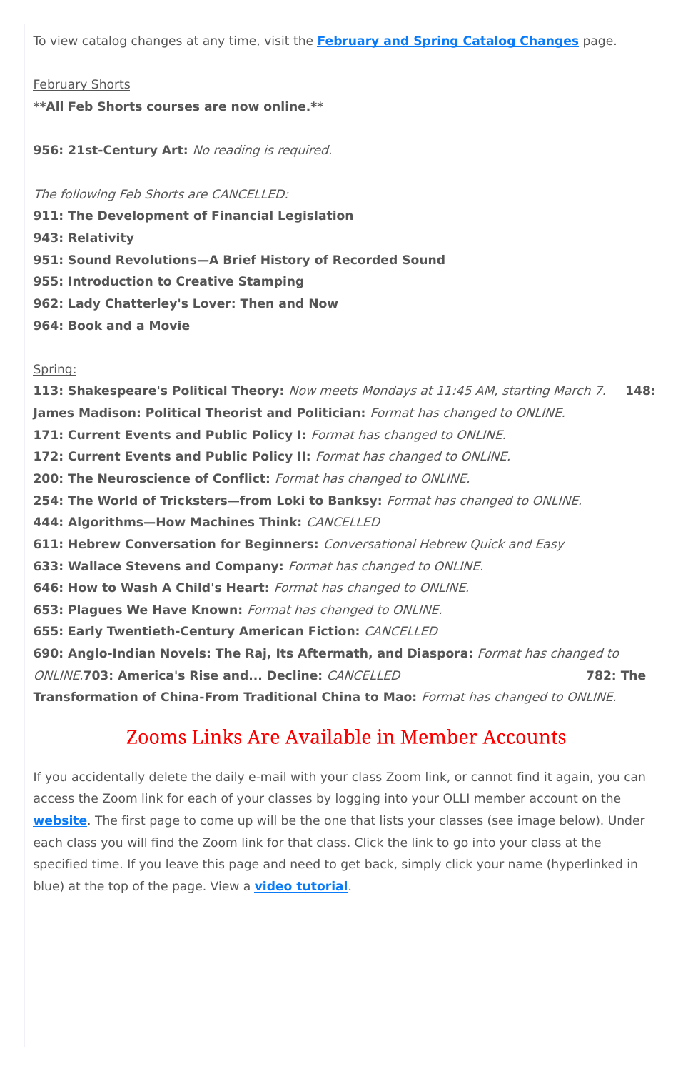To view catalog changes at any time, visit the **February and Spring Catalog Changes** page.

February Shorts

****All Feb Shorts courses are now online.****

**956: 21st-Century Art:** *No reading is required.*

*The following Feb Shorts are CANCELLED:*

**911: The Development of Financial Legislation**

**943: Relativity**

**951: Sound Revolutions—A Brief History of Recorded Sound**

**955: Introduction to Creative Stamping**

**962: Lady Chatterley's Lover: Then and Now**

**964: Book and a Movie**

Spring:

**113: Shakespeare's Political Theory:** *Now meets Mondays at 11:45 AM, starting March 7.*

**148: James Madison: Political Theorist and Politician:** *Format has changed to ONLINE.*

**171: Current Events and Public Policy I:** *Format has changed to ONLINE.*

**172: Current Events and Public Policy II:** *Format has changed to ONLINE.*

**200: The Neuroscience of Conflict:** *Format has changed to ONLINE.*

**254: The World of Tricksters—from Loki to Banksy:** *Format has changed to ONLINE.*

**444: Algorithms—How Machines Think:** *CANCELLED*

**611: Hebrew Conversation for Beginners:** *Conversational Hebrew Quick and Easy*

**633: Wallace Stevens and Company:** *Format has changed to ONLINE.*

**646: How to Wash A Child's Heart:** *Format has changed to ONLINE.*

**653: Plagues We Have Known:** *Format has changed to ONLINE.*

**655: Early Twentieth-Century American Fiction:** *CANCELLED*

**690: Anglo-Indian Novels: The Raj, Its Aftermath, and Diaspora:** *Format has changed to ONLINE.*

**703: America's Rise and... Decline:** *CANCELLED*

**782: The Transformation of China-From Traditional China to Mao:** *Format has changed to ONLINE.*

## Zooms Links Are Available in Member Accounts

If you accidentally delete the daily e-mail with your class Zoom link, or cannot find it again, you can access the Zoom link for each of your classes by logging into your OLLI member account on the **website**. The first page to come up will be the one that lists your classes (see image below). Under each class you will find the Zoom link for that class. Click the link to go into your class at the specified time. If you leave this page and need to get back, simply click your name (hyperlinked in blue) at the top of the page. View a **video tutorial**.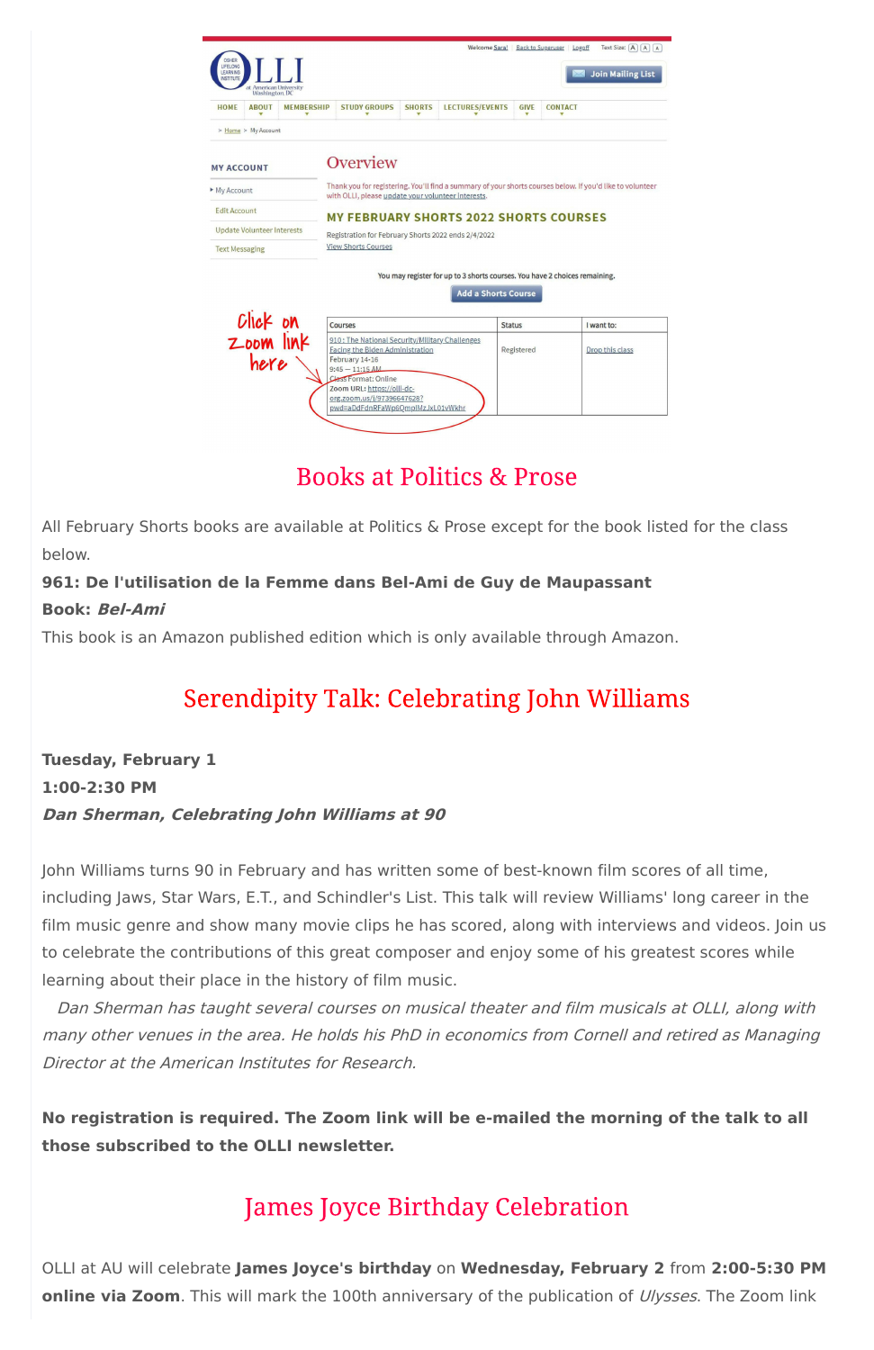## Books at Politics & Prose

All February Shorts books are available at Politics & Prose except for the book listed for the class below.

**961: De l'utilisation de la Femme dans Bel-Ami de Guy de Maupassant**
**Book: *Bel-Ami***
This book is an Amazon published edition which is only available through Amazon.

## Serendipity Talk: Celebrating John Williams

**Tuesday, February 1**
**1:00-2:30 PM**
***Dan Sherman, Celebrating John Williams at 90***

John Williams turns 90 in February and has written some of best-known film scores of all time, including Jaws, Star Wars, E.T., and Schindler's List. This talk will review Williams' long career in the film music genre and show many movie clips he has scored, along with interviews and videos. Join us to celebrate the contributions of this great composer and enjoy some of his greatest scores while learning about their place in the history of film music.

*Dan Sherman has taught several courses on musical theater and film musicals at OLLI, along with many other venues in the area. He holds his PhD in economics from Cornell and retired as Managing Director at the American Institutes for Research.*

**No registration is required. The Zoom link will be e-mailed the morning of the talk to all those subscribed to the OLLI newsletter.**

## James Joyce Birthday Celebration

OLLI at AU will celebrate **James Joyce's birthday** on **Wednesday, February 2** from **2:00-5:30 PM online via Zoom**. This will mark the 100th anniversary of the publication of *Ulysses*. The Zoom link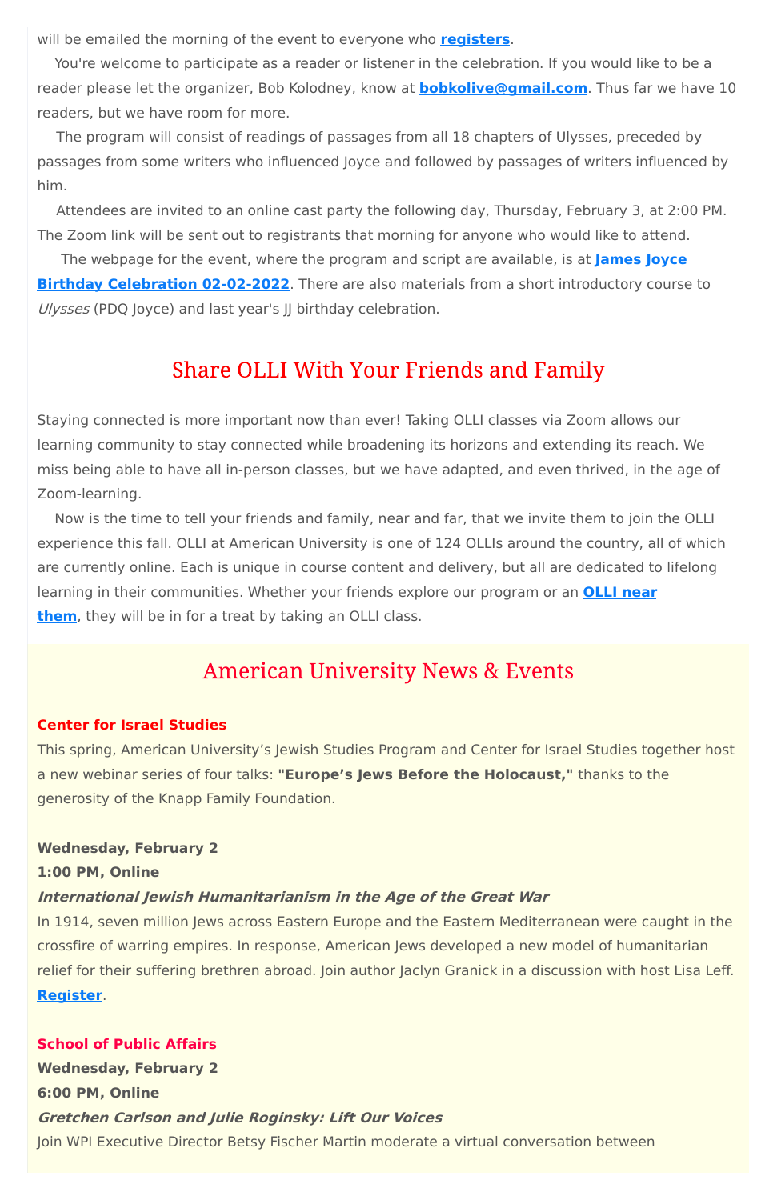will be emailed the morning of the event to everyone who **registers**.

You're welcome to participate as a reader or listener in the celebration. If you would like to be a reader please let the organizer, Bob Kolodney, know at **bobkolive@gmail.com**. Thus far we have 10 readers, but we have room for more.

The program will consist of readings of passages from all 18 chapters of Ulysses, preceded by passages from some writers who influenced Joyce and followed by passages of writers influenced by him.

Attendees are invited to an online cast party the following day, Thursday, February 3, at 2:00 PM. The Zoom link will be sent out to registrants that morning for anyone who would like to attend.

The webpage for the event, where the program and script are available, is at **James Joyce Birthday Celebration 02-02-2022**. There are also materials from a short introductory course to *Ulysses* (PDQ Joyce) and last year's JJ birthday celebration.

## Share OLLI With Your Friends and Family

Staying connected is more important now than ever! Taking OLLI classes via Zoom allows our learning community to stay connected while broadening its horizons and extending its reach. We miss being able to have all in-person classes, but we have adapted, and even thrived, in the age of Zoom-learning.

Now is the time to tell your friends and family, near and far, that we invite them to join the OLLI experience this fall. OLLI at American University is one of 124 OLLIs around the country, all of which are currently online. Each is unique in course content and delivery, but all are dedicated to lifelong learning in their communities. Whether your friends explore our program or an **OLLI near them**, they will be in for a treat by taking an OLLI class.

## American University News & Events

**Center for Israel Studies**

This spring, American University's Jewish Studies Program and Center for Israel Studies together host a new webinar series of four talks: **"Europe's Jews Before the Holocaust,"** thanks to the generosity of the Knapp Family Foundation.

**Wednesday, February 2**
**1:00 PM, Online**
***International Jewish Humanitarianism in the Age of the Great War***
In 1914, seven million Jews across Eastern Europe and the Eastern Mediterranean were caught in the crossfire of warring empires. In response, American Jews developed a new model of humanitarian relief for their suffering brethren abroad. Join author Jaclyn Granick in a discussion with host Lisa Leff. **Register**.

**School of Public Affairs**
**Wednesday, February 2**
**6:00 PM, Online**
***Gretchen Carlson and Julie Roginsky: Lift Our Voices***
Join WPI Executive Director Betsy Fischer Martin moderate a virtual conversation between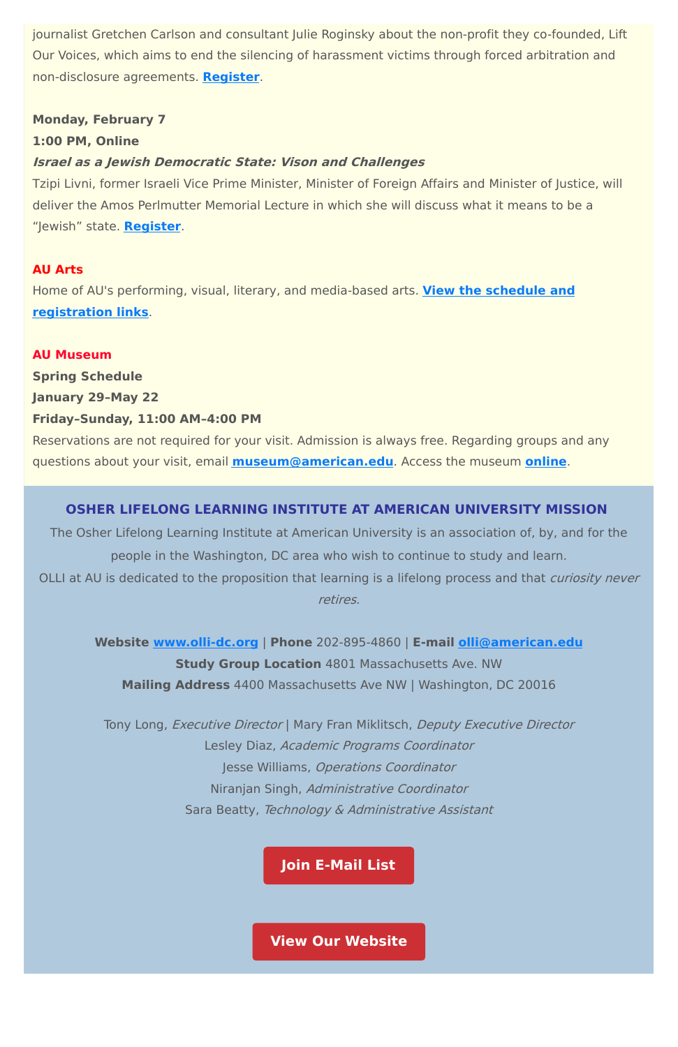journalist Gretchen Carlson and consultant Julie Roginsky about the non-profit they co-founded, Lift Our Voices, which aims to end the silencing of harassment victims through forced arbitration and non-disclosure agreements. **Register**.

**Monday, February 7**
**1:00 PM, Online**
***Israel as a Jewish Democratic State: Vison and Challenges***
Tzipi Livni, former Israeli Vice Prime Minister, Minister of Foreign Affairs and Minister of Justice, will deliver the Amos Perlmutter Memorial Lecture in which she will discuss what it means to be a "Jewish" state. **Register**.

**AU Arts**
Home of AU's performing, visual, literary, and media-based arts. **View the schedule and registration links**.

**AU Museum**
**Spring Schedule**
**January 29–May 22**
**Friday–Sunday, 11:00 AM–4:00 PM**
Reservations are not required for your visit. Admission is always free. Regarding groups and any questions about your visit, email **museum@american.edu**. Access the museum **online**.

## OSHER LIFELONG LEARNING INSTITUTE AT AMERICAN UNIVERSITY MISSION

The Osher Lifelong Learning Institute at American University is an association of, by, and for the people in the Washington, DC area who wish to continue to study and learn.
OLLI at AU is dedicated to the proposition that learning is a lifelong process and that *curiosity never retires.*

**Website** **www.olli-dc.org** | **Phone** 202-895-4860 | **E-mail** **olli@american.edu**
**Study Group Location** 4801 Massachusetts Ave. NW
**Mailing Address** 4400 Massachusetts Ave NW | Washington, DC 20016

Tony Long, *Executive Director* | Mary Fran Miklitsch, *Deputy Executive Director*
Lesley Diaz, *Academic Programs Coordinator*
Jesse Williams, *Operations Coordinator*
Niranjan Singh, *Administrative Coordinator*
Sara Beatty, *Technology & Administrative Assistant*

**Join E-Mail List**

**View Our Website**